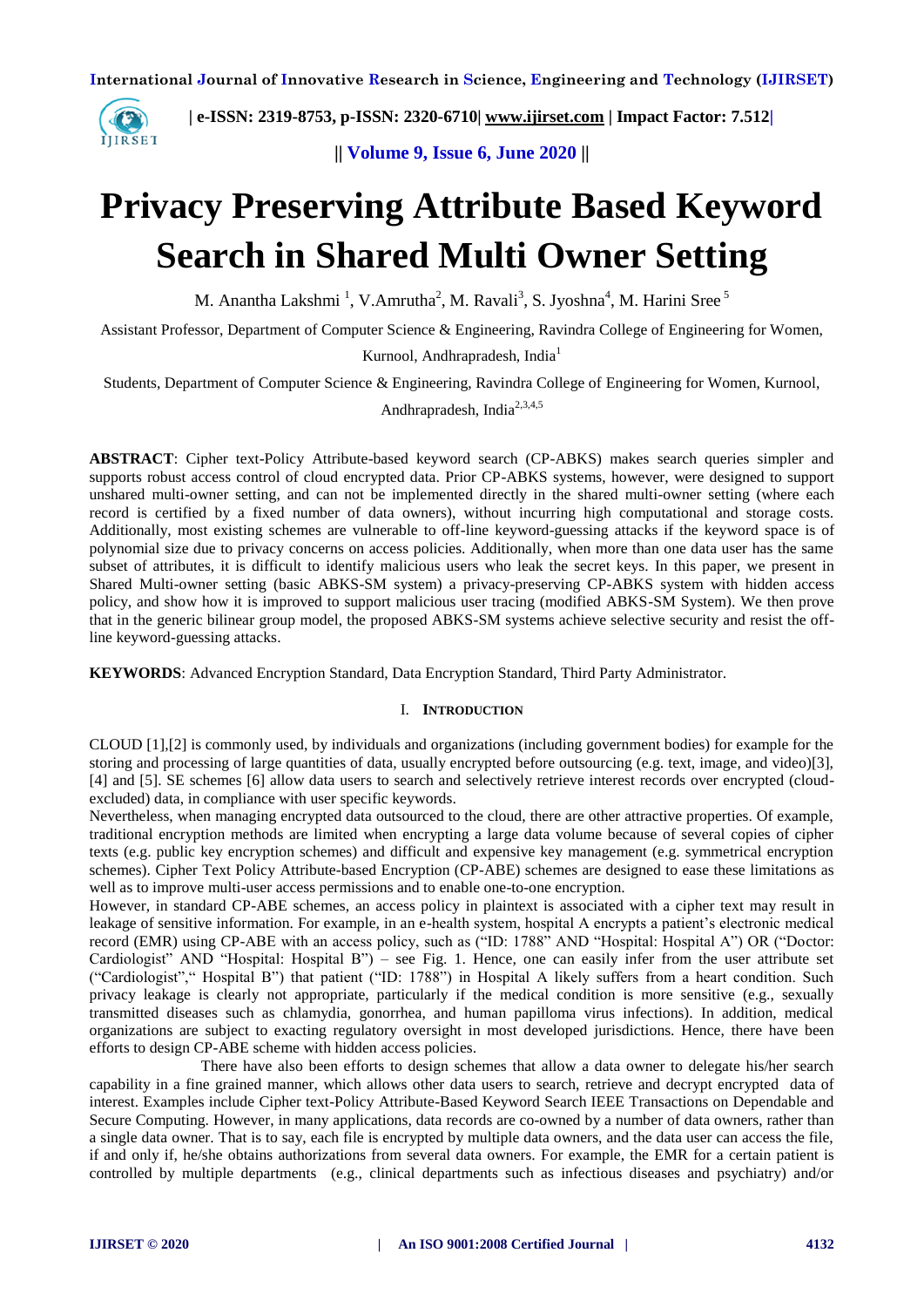# Privacy Preserving Attribute Based Keyword Search in Shared Multi Owner Setting

M. Anantha Lakshmi [1], V.Amrutha[2], M. Ravali[3], S. Jyoshna[4], M. Harini Sree [5]

Assistant Professor, Department of Computer Science & Engineering, Ravindra College of Engineering for Women, Kurnool, Andhrapradesh, India[1]

Students, Department of Computer Science & Engineering, Ravindra College of Engineering for Women, Kurnool, Andhrapradesh, India[2,3,4,5]

**ABSTRACT**: Cipher text-Policy Attribute-based keyword search (CP-ABKS) makes search queries simpler and supports robust access control of cloud encrypted data. Prior CP-ABKS systems, however, were designed to support unshared multi-owner setting, and can not be implemented directly in the shared multi-owner setting (where each record is certified by a fixed number of data owners), without incurring high computational and storage costs. Additionally, most existing schemes are vulnerable to off-line keyword-guessing attacks if the keyword space is of polynomial size due to privacy concerns on access policies. Additionally, when more than one data user has the same subset of attributes, it is difficult to identify malicious users who leak the secret keys. In this paper, we present in Shared Multi-owner setting (basic ABKS-SM system) a privacy-preserving CP-ABKS system with hidden access policy, and show how it is improved to support malicious user tracing (modified ABKS-SM System). We then prove that in the generic bilinear group model, the proposed ABKS-SM systems achieve selective security and resist the off-line keyword-guessing attacks.

**KEYWORDS**: Advanced Encryption Standard, Data Encryption Standard, Third Party Administrator.

## I. INTRODUCTION

CLOUD [1],[2] is commonly used, by individuals and organizations (including government bodies) for example for the storing and processing of large quantities of data, usually encrypted before outsourcing (e.g. text, image, and video)[3], [4] and [5]. SE schemes [6] allow data users to search and selectively retrieve interest records over encrypted (cloud-excluded) data, in compliance with user specific keywords.

Nevertheless, when managing encrypted data outsourced to the cloud, there are other attractive properties. Of example, traditional encryption methods are limited when encrypting a large data volume because of several copies of cipher texts (e.g. public key encryption schemes) and difficult and expensive key management (e.g. symmetrical encryption schemes). Cipher Text Policy Attribute-based Encryption (CP-ABE) schemes are designed to ease these limitations as well as to improve multi-user access permissions and to enable one-to-one encryption.

However, in standard CP-ABE schemes, an access policy in plaintext is associated with a cipher text may result in leakage of sensitive information. For example, in an e-health system, hospital A encrypts a patient's electronic medical record (EMR) using CP-ABE with an access policy, such as ("ID: 1788" AND "Hospital: Hospital A") OR ("Doctor: Cardiologist" AND "Hospital: Hospital B") – see Fig. 1. Hence, one can easily infer from the user attribute set ("Cardiologist"," Hospital B") that patient ("ID: 1788") in Hospital A likely suffers from a heart condition. Such privacy leakage is clearly not appropriate, particularly if the medical condition is more sensitive (e.g., sexually transmitted diseases such as chlamydia, gonorrhea, and human papilloma virus infections). In addition, medical organizations are subject to exacting regulatory oversight in most developed jurisdictions. Hence, there have been efforts to design CP-ABE scheme with hidden access policies.

There have also been efforts to design schemes that allow a data owner to delegate his/her search capability in a fine grained manner, which allows other data users to search, retrieve and decrypt encrypted data of interest. Examples include Cipher text-Policy Attribute-Based Keyword Search IEEE Transactions on Dependable and Secure Computing. However, in many applications, data records are co-owned by a number of data owners, rather than a single data owner. That is to say, each file is encrypted by multiple data owners, and the data user can access the file, if and only if, he/she obtains authorizations from several data owners. For example, the EMR for a certain patient is controlled by multiple departments (e.g., clinical departments such as infectious diseases and psychiatry) and/or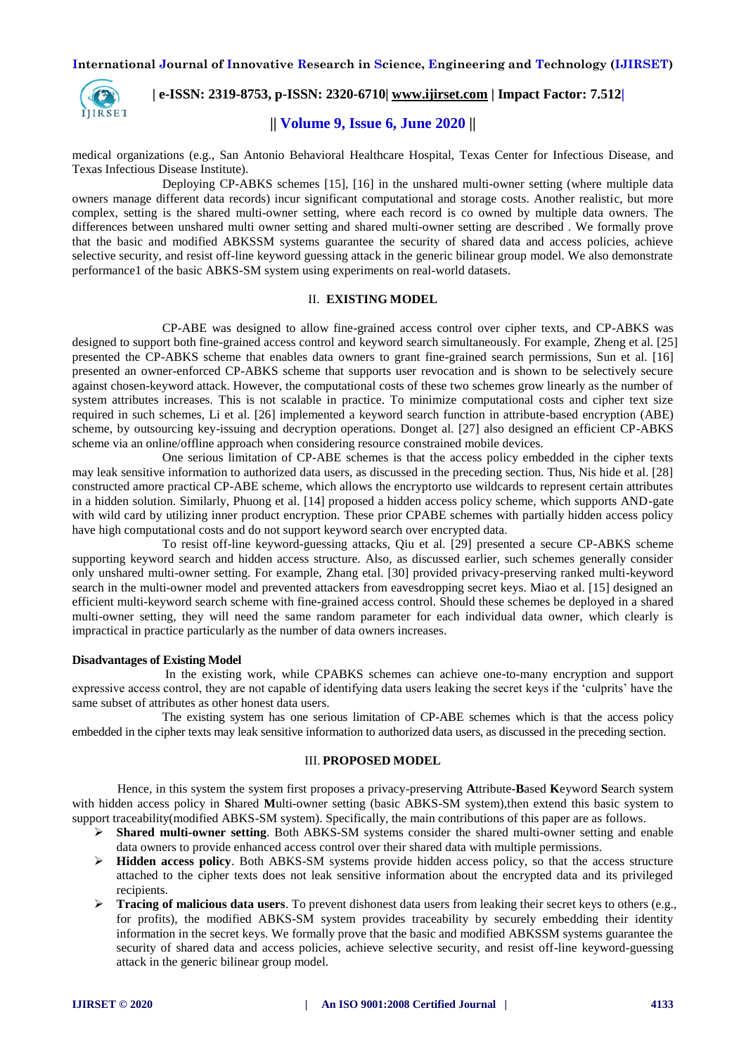medical organizations (e.g., San Antonio Behavioral Healthcare Hospital, Texas Center for Infectious Disease, and Texas Infectious Disease Institute).

Deploying CP-ABKS schemes [15], [16] in the unshared multi-owner setting (where multiple data owners manage different data records) incur significant computational and storage costs. Another realistic, but more complex, setting is the shared multi-owner setting, where each record is co owned by multiple data owners. The differences between unshared multi owner setting and shared multi-owner setting are described . We formally prove that the basic and modified ABKSSM systems guarantee the security of shared data and access policies, achieve selective security, and resist off-line keyword guessing attack in the generic bilinear group model. We also demonstrate performance1 of the basic ABKS-SM system using experiments on real-world datasets.

## II. EXISTING MODEL

CP-ABE was designed to allow fine-grained access control over cipher texts, and CP-ABKS was designed to support both fine-grained access control and keyword search simultaneously. For example, Zheng et al. [25] presented the CP-ABKS scheme that enables data owners to grant fine-grained search permissions, Sun et al. [16] presented an owner-enforced CP-ABKS scheme that supports user revocation and is shown to be selectively secure against chosen-keyword attack. However, the computational costs of these two schemes grow linearly as the number of system attributes increases. This is not scalable in practice. To minimize computational costs and cipher text size required in such schemes, Li et al. [26] implemented a keyword search function in attribute-based encryption (ABE) scheme, by outsourcing key-issuing and decryption operations. Donget al. [27] also designed an efficient CP-ABKS scheme via an online/offline approach when considering resource constrained mobile devices.

One serious limitation of CP-ABE schemes is that the access policy embedded in the cipher texts may leak sensitive information to authorized data users, as discussed in the preceding section. Thus, Nis hide et al. [28] constructed amore practical CP-ABE scheme, which allows the encryptorto use wildcards to represent certain attributes in a hidden solution. Similarly, Phuong et al. [14] proposed a hidden access policy scheme, which supports AND-gate with wild card by utilizing inner product encryption. These prior CPABE schemes with partially hidden access policy have high computational costs and do not support keyword search over encrypted data.

To resist off-line keyword-guessing attacks, Qiu et al. [29] presented a secure CP-ABKS scheme supporting keyword search and hidden access structure. Also, as discussed earlier, such schemes generally consider only unshared multi-owner setting. For example, Zhang etal. [30] provided privacy-preserving ranked multi-keyword search in the multi-owner model and prevented attackers from eavesdropping secret keys. Miao et al. [15] designed an efficient multi-keyword search scheme with fine-grained access control. Should these schemes be deployed in a shared multi-owner setting, they will need the same random parameter for each individual data owner, which clearly is impractical in practice particularly as the number of data owners increases.

### Disadvantages of Existing Model

In the existing work, while CPABKS schemes can achieve one-to-many encryption and support expressive access control, they are not capable of identifying data users leaking the secret keys if the 'culprits' have the same subset of attributes as other honest data users.

The existing system has one serious limitation of CP-ABE schemes which is that the access policy embedded in the cipher texts may leak sensitive information to authorized data users, as discussed in the preceding section.

## III. PROPOSED MODEL

Hence, in this system the system first proposes a privacy-preserving **A**ttribute-**B**ased **K**eyword **S**earch system with hidden access policy in **S**hared **M**ulti-owner setting (basic ABKS-SM system),then extend this basic system to support traceability(modified ABKS-SM system). Specifically, the main contributions of this paper are as follows.

- **Shared multi-owner setting**. Both ABKS-SM systems consider the shared multi-owner setting and enable data owners to provide enhanced access control over their shared data with multiple permissions.
- **Hidden access policy**. Both ABKS-SM systems provide hidden access policy, so that the access structure attached to the cipher texts does not leak sensitive information about the encrypted data and its privileged recipients.
- **Tracing of malicious data users**. To prevent dishonest data users from leaking their secret keys to others (e.g., for profits), the modified ABKS-SM system provides traceability by securely embedding their identity information in the secret keys. We formally prove that the basic and modified ABKSSM systems guarantee the security of shared data and access policies, achieve selective security, and resist off-line keyword-guessing attack in the generic bilinear group model.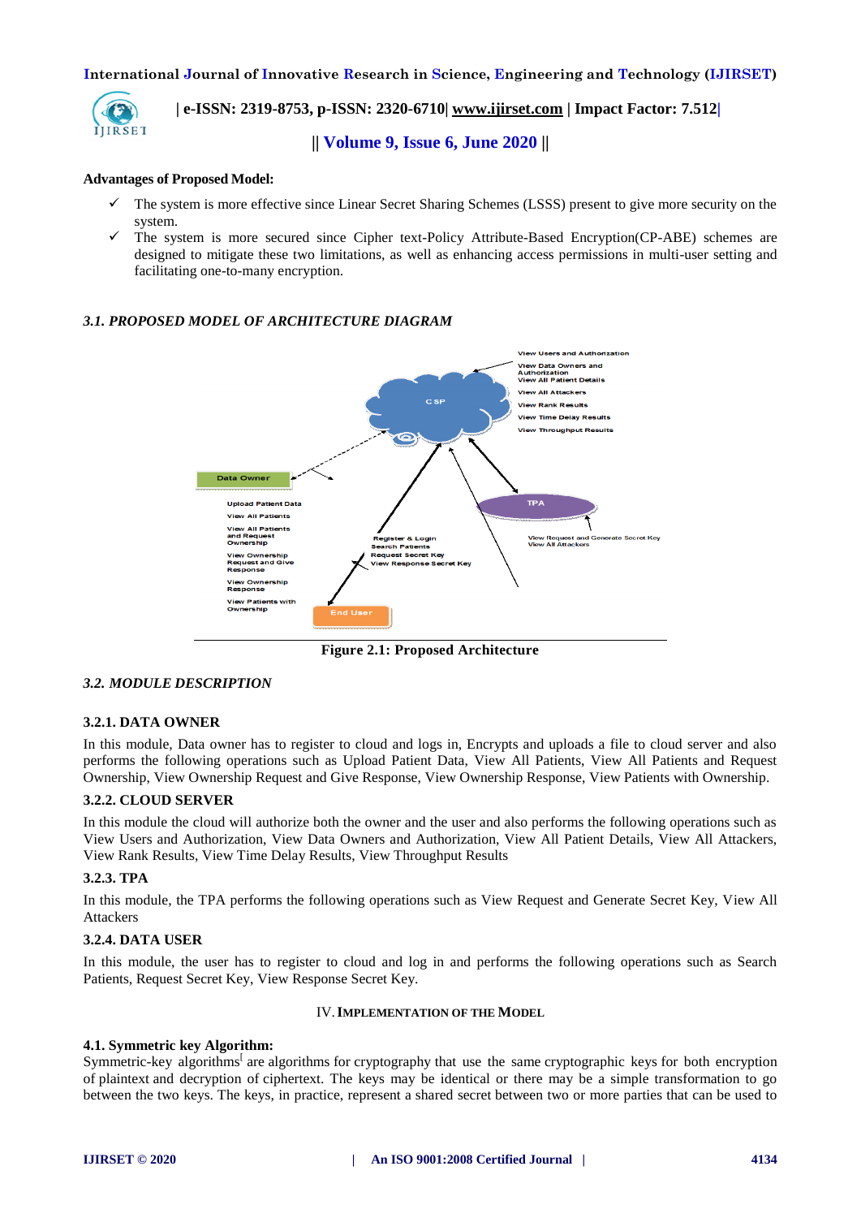**Advantages of Proposed Model:**

- ✓ The system is more effective since Linear Secret Sharing Schemes (LSSS) present to give more security on the system.
- ✓ The system is more secured since Cipher text-Policy Attribute-Based Encryption(CP-ABE) schemes are designed to mitigate these two limitations, as well as enhancing access permissions in multi-user setting and facilitating one-to-many encryption.

### *3.1. PROPOSED MODEL OF ARCHITECTURE DIAGRAM*

View Users and Authorization
View Data Owners and Authorization
View All Patient Details
View All Attackers
View Rank Results
View Time Delay Results
View Throughput Results
CSP
Data Owner
Upload Patient Data
View All Patients
View All Patients and Request Ownership
View Ownership Request and Give Response
View Ownership Response
View Patients with Ownership
Register & Login
Search Patients
Request Secret Key
View Response Secret Key
TPA
View Request and Generate Secret Key
View All Attackers
End User

**Figure 2.1: Proposed Architecture**

### *3.2. MODULE DESCRIPTION*

#### 3.2.1. DATA OWNER

In this module, Data owner has to register to cloud and logs in, Encrypts and uploads a file to cloud server and also performs the following operations such as Upload Patient Data, View All Patients, View All Patients and Request Ownership, View Ownership Request and Give Response, View Ownership Response, View Patients with Ownership.

#### 3.2.2. CLOUD SERVER

In this module the cloud will authorize both the owner and the user and also performs the following operations such as View Users and Authorization, View Data Owners and Authorization, View All Patient Details, View All Attackers, View Rank Results, View Time Delay Results, View Throughput Results

#### 3.2.3. TPA

In this module, the TPA performs the following operations such as View Request and Generate Secret Key, View All Attackers

#### 3.2.4. DATA USER

In this module, the user has to register to cloud and log in and performs the following operations such as Search Patients, Request Secret Key, View Response Secret Key.

## IV. IMPLEMENTATION OF THE MODEL

### 4.1. Symmetric key Algorithm:

Symmetric-key algorithms[ are algorithms for cryptography that use the same cryptographic keys for both encryption of plaintext and decryption of ciphertext. The keys may be identical or there may be a simple transformation to go between the two keys. The keys, in practice, represent a shared secret between two or more parties that can be used to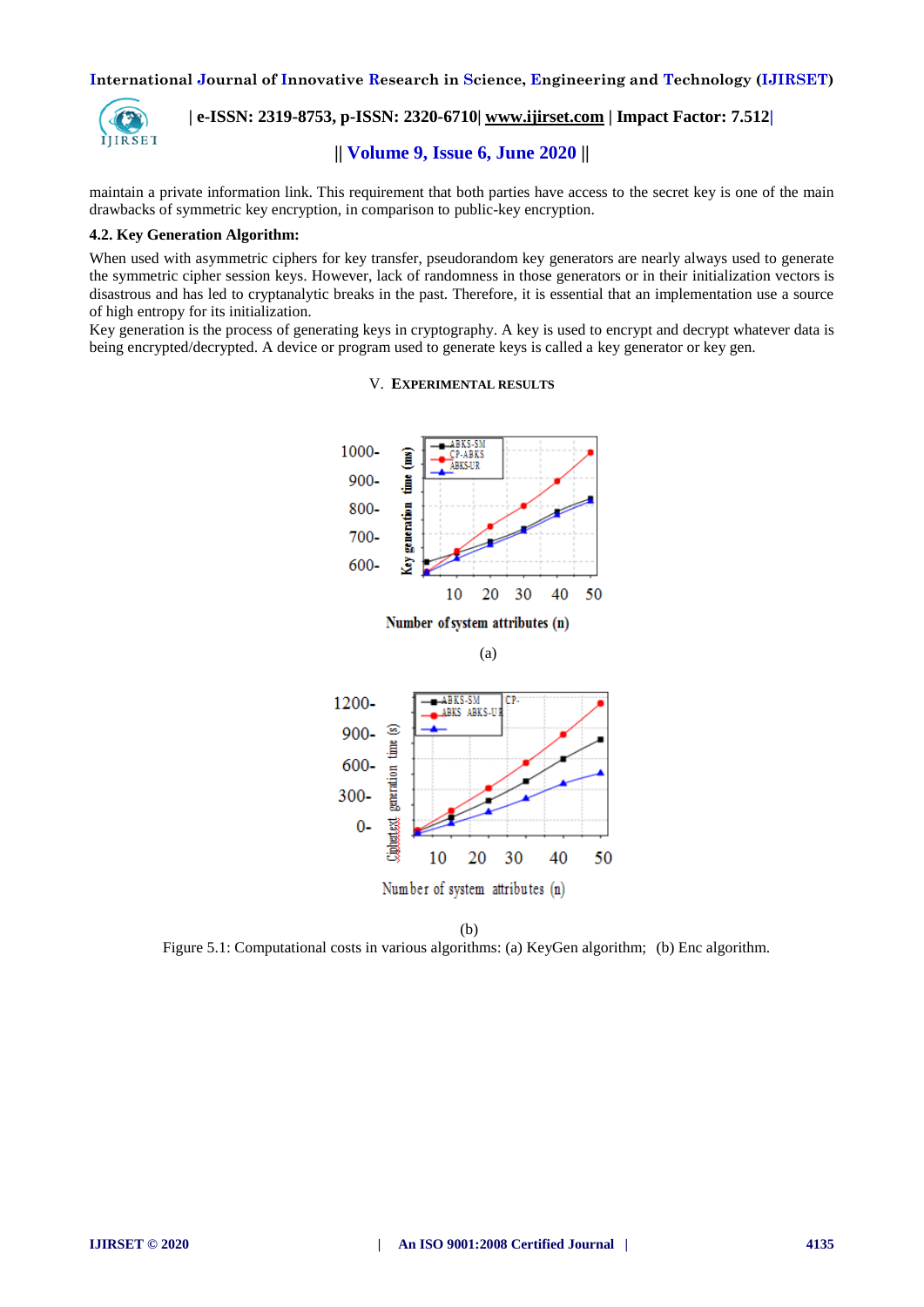maintain a private information link. This requirement that both parties have access to the secret key is one of the main drawbacks of symmetric key encryption, in comparison to public-key encryption.

**4.2. Key Generation Algorithm:**

When used with asymmetric ciphers for key transfer, pseudorandom key generators are nearly always used to generate the symmetric cipher session keys. However, lack of randomness in those generators or in their initialization vectors is disastrous and has led to cryptanalytic breaks in the past. Therefore, it is essential that an implementation use a source of high entropy for its initialization.

Key generation is the process of generating keys in cryptography. A key is used to encrypt and decrypt whatever data is being encrypted/decrypted. A device or program used to generate keys is called a key generator or key gen.

## V. EXPERIMENTAL RESULTS

ABKS-SM
CP-ABKS
ABKS-UR

1000-
900-
800-
700-
600-

Key generation time (ms)

10 20 30 40 50

Number of system attributes (n)

(a)

ABKS-SM
CP-ABKS
ABKS-UR

1200-
900-
600-
300-
0-

Ciphertext generation time (s)

10 20 30 40 50

Number of system attributes (n)

(b)

Figure 5.1: Computational costs in various algorithms: (a) KeyGen algorithm; (b) Enc algorithm.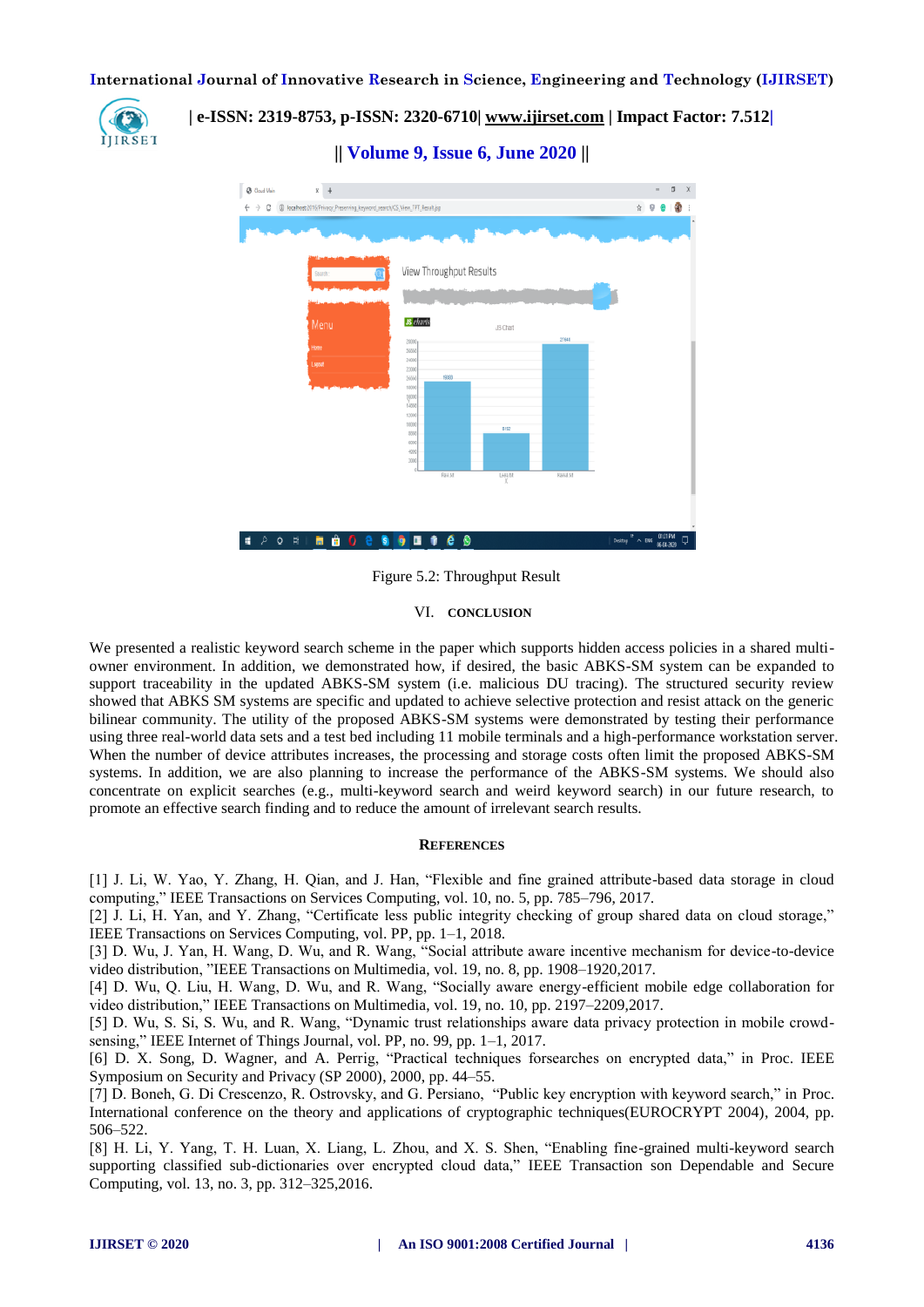Figure 5.2: Throughput Result

## VI. CONCLUSION

We presented a realistic keyword search scheme in the paper which supports hidden access policies in a shared multi-owner environment. In addition, we demonstrated how, if desired, the basic ABKS-SM system can be expanded to support traceability in the updated ABKS-SM system (i.e. malicious DU tracing). The structured security review showed that ABKS SM systems are specific and updated to achieve selective protection and resist attack on the generic bilinear community. The utility of the proposed ABKS-SM systems were demonstrated by testing their performance using three real-world data sets and a test bed including 11 mobile terminals and a high-performance workstation server. When the number of device attributes increases, the processing and storage costs often limit the proposed ABKS-SM systems. In addition, we are also planning to increase the performance of the ABKS-SM systems. We should also concentrate on explicit searches (e.g., multi-keyword search and weird keyword search) in our future research, to promote an effective search finding and to reduce the amount of irrelevant search results.

## REFERENCES

[1] J. Li, W. Yao, Y. Zhang, H. Qian, and J. Han, "Flexible and fine grained attribute-based data storage in cloud computing," IEEE Transactions on Services Computing, vol. 10, no. 5, pp. 785–796, 2017.

[2] J. Li, H. Yan, and Y. Zhang, "Certificate less public integrity checking of group shared data on cloud storage," IEEE Transactions on Services Computing, vol. PP, pp. 1–1, 2018.

[3] D. Wu, J. Yan, H. Wang, D. Wu, and R. Wang, "Social attribute aware incentive mechanism for device-to-device video distribution, "IEEE Transactions on Multimedia, vol. 19, no. 8, pp. 1908–1920,2017.

[4] D. Wu, Q. Liu, H. Wang, D. Wu, and R. Wang, "Socially aware energy-efficient mobile edge collaboration for video distribution," IEEE Transactions on Multimedia, vol. 19, no. 10, pp. 2197–2209,2017.

[5] D. Wu, S. Si, S. Wu, and R. Wang, "Dynamic trust relationships aware data privacy protection in mobile crowd-sensing," IEEE Internet of Things Journal, vol. PP, no. 99, pp. 1–1, 2017.

[6] D. X. Song, D. Wagner, and A. Perrig, "Practical techniques forsearches on encrypted data," in Proc. IEEE Symposium on Security and Privacy (SP 2000), 2000, pp. 44–55.

[7] D. Boneh, G. Di Crescenzo, R. Ostrovsky, and G. Persiano, "Public key encryption with keyword search," in Proc. International conference on the theory and applications of cryptographic techniques(EUROCRYPT 2004), 2004, pp. 506–522.

[8] H. Li, Y. Yang, T. H. Luan, X. Liang, L. Zhou, and X. S. Shen, "Enabling fine-grained multi-keyword search supporting classified sub-dictionaries over encrypted cloud data," IEEE Transaction son Dependable and Secure Computing, vol. 13, no. 3, pp. 312–325,2016.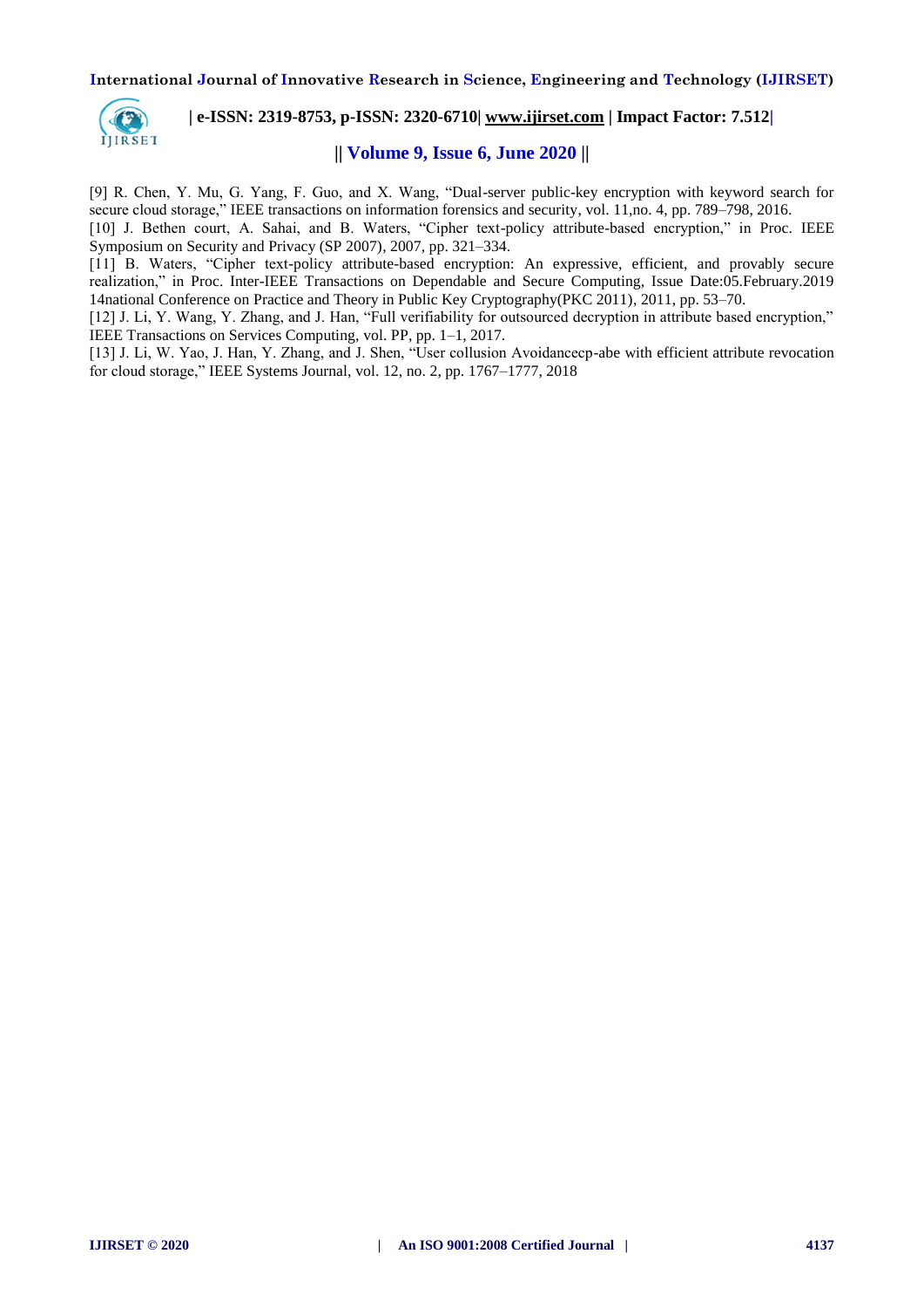[9] R. Chen, Y. Mu, G. Yang, F. Guo, and X. Wang, "Dual-server public-key encryption with keyword search for secure cloud storage," IEEE transactions on information forensics and security, vol. 11,no. 4, pp. 789–798, 2016.

[10] J. Bethen court, A. Sahai, and B. Waters, "Cipher text-policy attribute-based encryption," in Proc. IEEE Symposium on Security and Privacy (SP 2007), 2007, pp. 321–334.

[11] B. Waters, "Cipher text-policy attribute-based encryption: An expressive, efficient, and provably secure realization," in Proc. Inter-IEEE Transactions on Dependable and Secure Computing, Issue Date:05.February.2019 14national Conference on Practice and Theory in Public Key Cryptography(PKC 2011), 2011, pp. 53–70.

[12] J. Li, Y. Wang, Y. Zhang, and J. Han, "Full verifiability for outsourced decryption in attribute based encryption," IEEE Transactions on Services Computing, vol. PP, pp. 1–1, 2017.

[13] J. Li, W. Yao, J. Han, Y. Zhang, and J. Shen, "User collusion Avoidancecp-abe with efficient attribute revocation for cloud storage," IEEE Systems Journal, vol. 12, no. 2, pp. 1767–1777, 2018